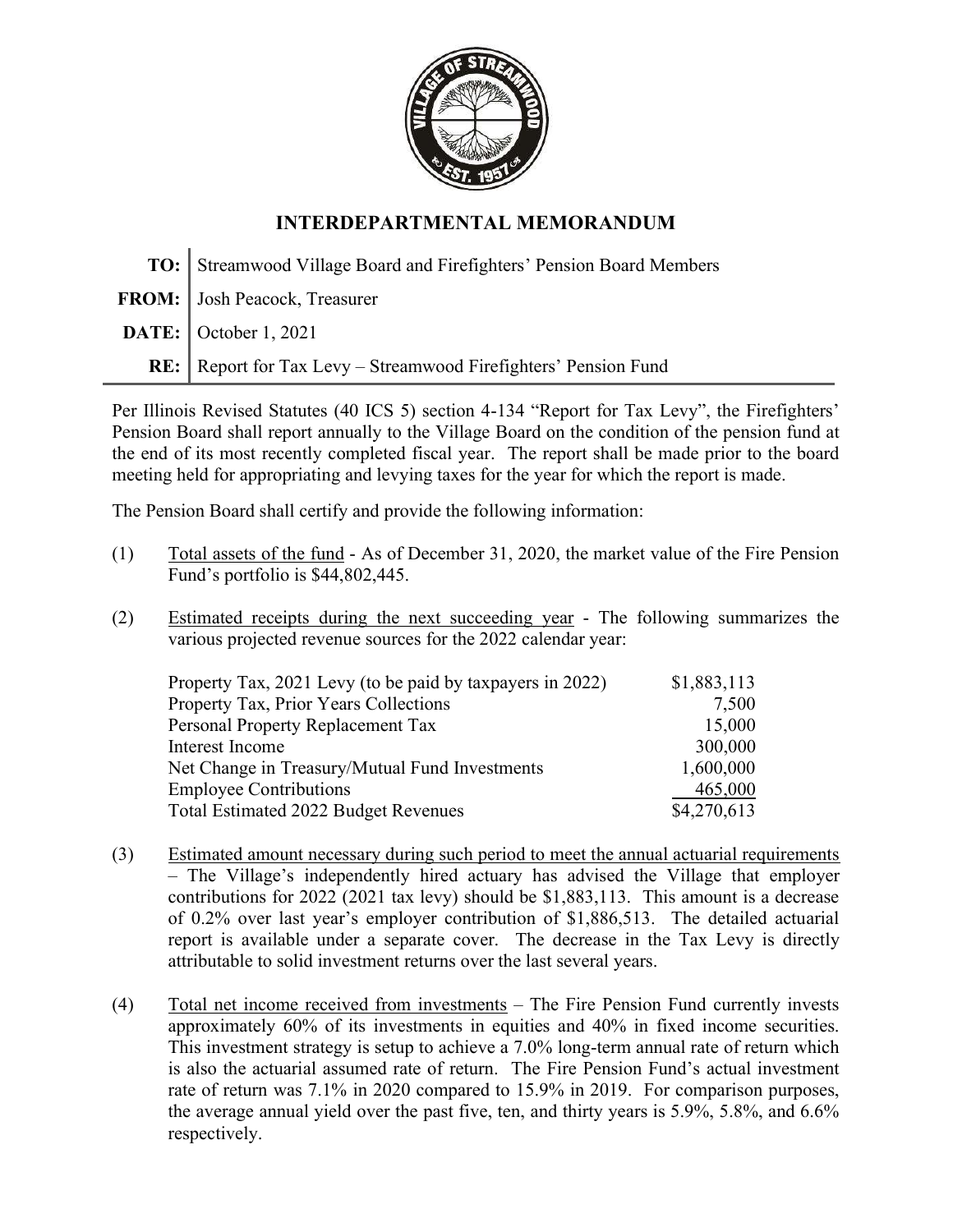# INTERDEPARTMENTAL MEMORANDUM

| | |
|---|---|
| **TO:** | Streamwood Village Board and Firefighters' Pension Board Members |
| **FROM:** | Josh Peacock, Treasurer |
| **DATE:** | October 1, 2021 |
| **RE:** | Report for Tax Levy – Streamwood Firefighters' Pension Fund |

Per Illinois Revised Statutes (40 ICS 5) section 4-134 "Report for Tax Levy", the Firefighters' Pension Board shall report annually to the Village Board on the condition of the pension fund at the end of its most recently completed fiscal year. The report shall be made prior to the board meeting held for appropriating and levying taxes for the year for which the report is made.

The Pension Board shall certify and provide the following information:

(1) Total assets of the fund - As of December 31, 2020, the market value of the Fire Pension Fund's portfolio is $44,802,445.

(2) Estimated receipts during the next succeeding year - The following summarizes the various projected revenue sources for the 2022 calendar year:

| | |
|---|---:|
| Property Tax, 2021 Levy (to be paid by taxpayers in 2022) | $1,883,113 |
| Property Tax, Prior Years Collections | 7,500 |
| Personal Property Replacement Tax | 15,000 |
| Interest Income | 300,000 |
| Net Change in Treasury/Mutual Fund Investments | 1,600,000 |
| Employee Contributions | 465,000 |
| Total Estimated 2022 Budget Revenues | $4,270,613 |

(3) Estimated amount necessary during such period to meet the annual actuarial requirements – The Village's independently hired actuary has advised the Village that employer contributions for 2022 (2021 tax levy) should be $1,883,113. This amount is a decrease of 0.2% over last year's employer contribution of $1,886,513. The detailed actuarial report is available under a separate cover. The decrease in the Tax Levy is directly attributable to solid investment returns over the last several years.

(4) Total net income received from investments – The Fire Pension Fund currently invests approximately 60% of its investments in equities and 40% in fixed income securities. This investment strategy is setup to achieve a 7.0% long-term annual rate of return which is also the actuarial assumed rate of return. The Fire Pension Fund's actual investment rate of return was 7.1% in 2020 compared to 15.9% in 2019. For comparison purposes, the average annual yield over the past five, ten, and thirty years is 5.9%, 5.8%, and 6.6% respectively.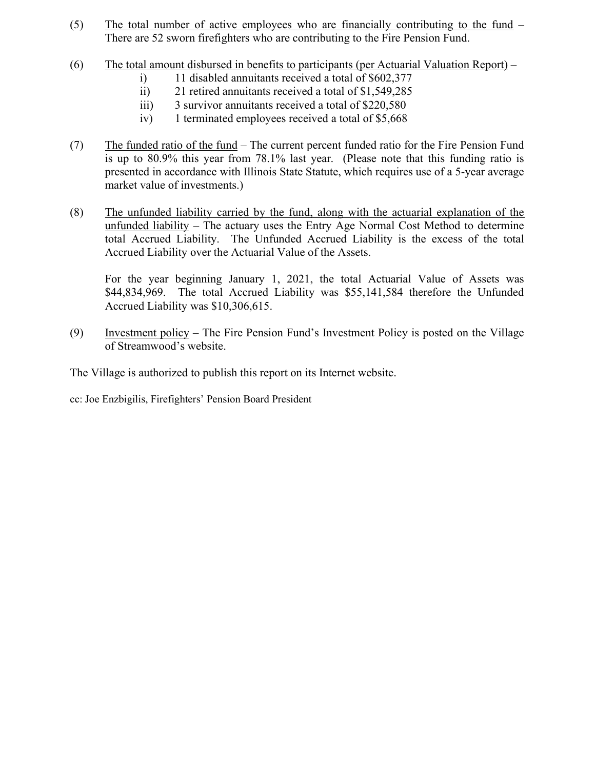(5) <u>The total number of active employees who are financially contributing to the fund</u> – There are 52 sworn firefighters who are contributing to the Fire Pension Fund.

(6) <u>The total amount disbursed in benefits to participants (per Actuarial Valuation Report)</u> –
   - i) 11 disabled annuitants received a total of $602,377
   - ii) 21 retired annuitants received a total of $1,549,285
   - iii) 3 survivor annuitants received a total of $220,580
   - iv) 1 terminated employees received a total of $5,668

(7) <u>The funded ratio of the fund</u> – The current percent funded ratio for the Fire Pension Fund is up to 80.9% this year from 78.1% last year. (Please note that this funding ratio is presented in accordance with Illinois State Statute, which requires use of a 5-year average market value of investments.)

(8) <u>The unfunded liability carried by the fund, along with the actuarial explanation of the unfunded liability</u> – The actuary uses the Entry Age Normal Cost Method to determine total Accrued Liability. The Unfunded Accrued Liability is the excess of the total Accrued Liability over the Actuarial Value of the Assets.

For the year beginning January 1, 2021, the total Actuarial Value of Assets was $44,834,969. The total Accrued Liability was $55,141,584 therefore the Unfunded Accrued Liability was $10,306,615.

(9) <u>Investment policy</u> – The Fire Pension Fund's Investment Policy is posted on the Village of Streamwood's website.

The Village is authorized to publish this report on its Internet website.

cc: Joe Enzbigilis, Firefighters' Pension Board President